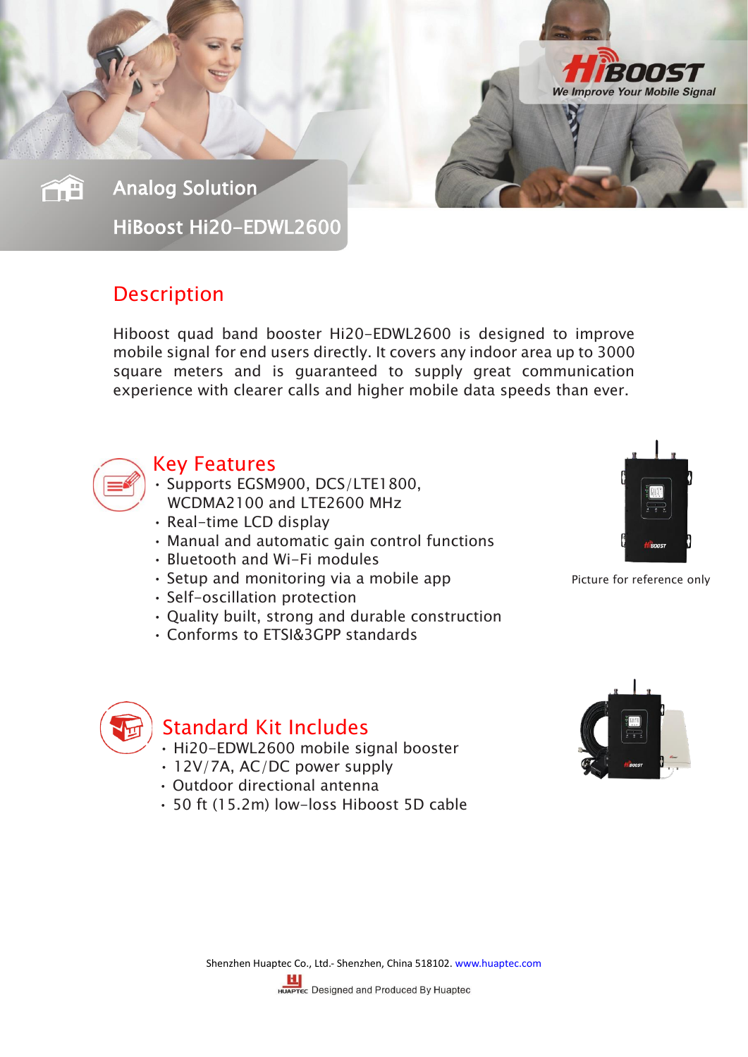HiBOOST
*We Improve Your Mobile Signal*

# Analog Solution

# HiBoost Hi20-EDWL2600

## Description

Hiboost quad band booster Hi20-EDWL2600 is designed to improve mobile signal for end users directly. It covers any indoor area up to 3000 square meters and is guaranteed to supply great communication experience with clearer calls and higher mobile data speeds than ever.

## Key Features

- Supports EGSM900, DCS/LTE1800, WCDMA2100 and LTE2600 MHz
- Real-time LCD display
- Manual and automatic gain control functions
- Bluetooth and Wi-Fi modules
- Setup and monitoring via a mobile app
- Self-oscillation protection
- Quality built, strong and durable construction
- Conforms to ETSI&3GPP standards

Picture for reference only

## Standard Kit Includes

- Hi20-EDWL2600 mobile signal booster
- 12V/7A, AC/DC power supply
- Outdoor directional antenna
- 50 ft (15.2m) low-loss Hiboost 5D cable

Shenzhen Huaptec Co., Ltd.- Shenzhen, China 518102. www.huaptec.com

Designed and Produced By Huaptec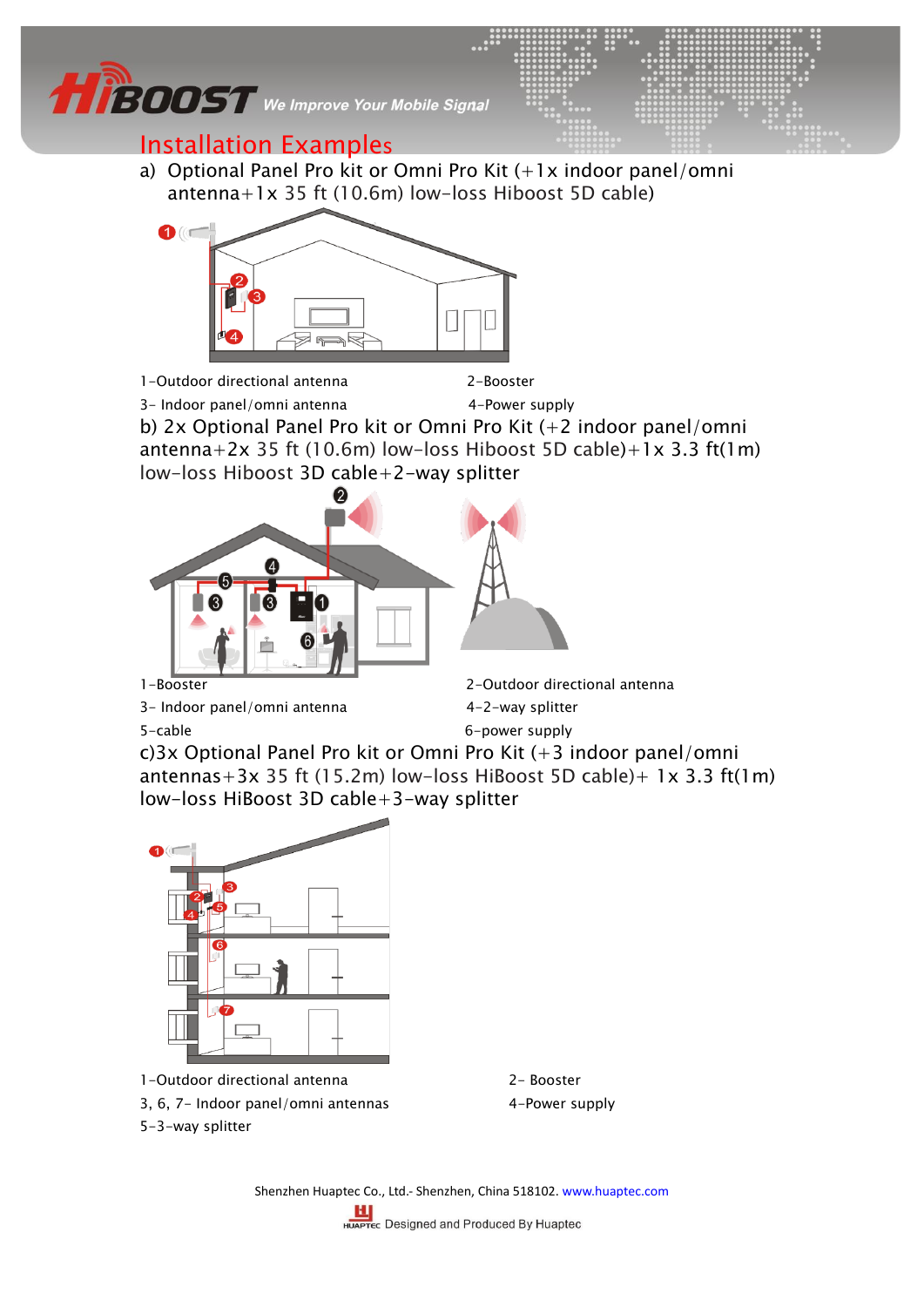## Installation Examples

a) Optional Panel Pro kit or Omni Pro Kit (+1x indoor panel/omni antenna+1x 35 ft (10.6m) low-loss Hiboost 5D cable)

1-Outdoor directional antenna
2-Booster
3- Indoor panel/omni antenna
4-Power supply

b) 2x Optional Panel Pro kit or Omni Pro Kit (+2 indoor panel/omni antenna+2x 35 ft (10.6m) low-loss Hiboost 5D cable)+1x 3.3 ft(1m) low-loss Hiboost 3D cable+2-way splitter

1-Booster
2-Outdoor directional antenna
3- Indoor panel/omni antenna
4-2-way splitter
5-cable
6-power supply

c)3x Optional Panel Pro kit or Omni Pro Kit (+3 indoor panel/omni antennas+3x 35 ft (15.2m) low-loss HiBoost 5D cable)+ 1x 3.3 ft(1m) low-loss HiBoost 3D cable+3-way splitter

1-Outdoor directional antenna
2- Booster
3, 6, 7- Indoor panel/omni antennas
4-Power supply
5-3-way splitter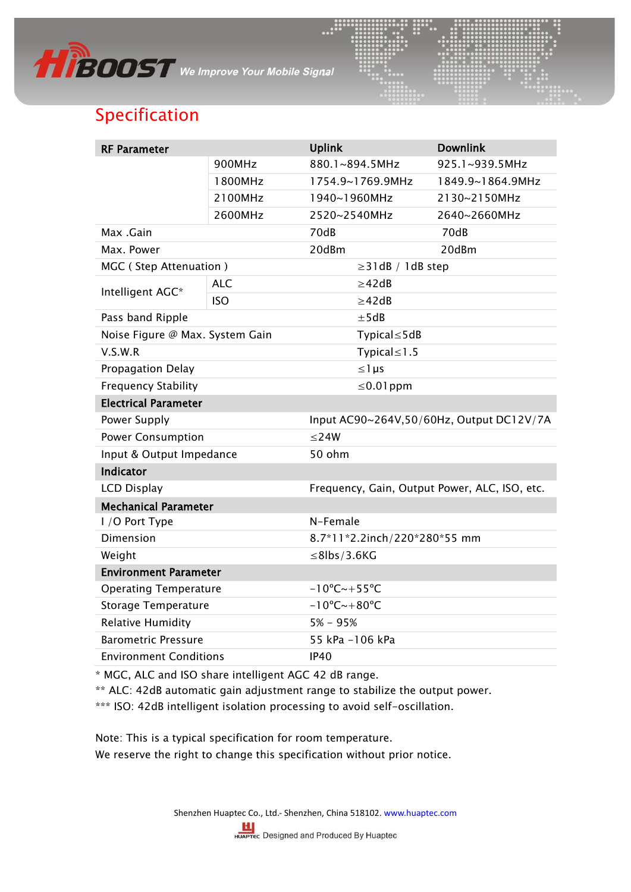## Specification

| RF Parameter | | Uplink | Downlink |
|---|---|---|---|
| | 900MHz | 880.1~894.5MHz | 925.1~939.5MHz |
| | 1800MHz | 1754.9~1769.9MHz | 1849.9~1864.9MHz |
| | 2100MHz | 1940~1960MHz | 2130~2150MHz |
| | 2600MHz | 2520~2540MHz | 2640~2660MHz |
| Max .Gain | | 70dB | 70dB |
| Max. Power | | 20dBm | 20dBm |
| MGC ( Step Attenuation ) | | ≥31dB / 1dB step | |
| Intelligent AGC* | ALC | ≥42dB | |
| | ISO | ≥42dB | |
| Pass band Ripple | | ±5dB | |
| Noise Figure @ Max. System Gain | | Typical≤5dB | |
| V.S.W.R | | Typical≤1.5 | |
| Propagation Delay | | ≤1μs | |
| Frequency Stability | | ≤0.01ppm | |
| **Electrical Parameter** | | | |
| Power Supply | | Input AC90~264V,50/60Hz, Output DC12V/7A | |
| Power Consumption | | ≤24W | |
| Input & Output Impedance | | 50 ohm | |
| **Indicator** | | | |
| LCD Display | | Frequency, Gain, Output Power, ALC, ISO, etc. | |
| **Mechanical Parameter** | | | |
| I /O Port Type | | N-Female | |
| Dimension | | 8.7*11*2.2inch/220*280*55 mm | |
| Weight | | ≤8lbs/3.6KG | |
| **Environment Parameter** | | | |
| Operating Temperature | | -10°C~+55°C | |
| Storage Temperature | | -10°C~+80°C | |
| Relative Humidity | | 5% - 95% | |
| Barometric Pressure | | 55 kPa -106 kPa | |
| Environment Conditions | | IP40 | |

* MGC, ALC and ISO share intelligent AGC 42 dB range.
** ALC: 42dB automatic gain adjustment range to stabilize the output power.
*** ISO: 42dB intelligent isolation processing to avoid self-oscillation.

Note: This is a typical specification for room temperature.
We reserve the right to change this specification without prior notice.

Shenzhen Huaptec Co., Ltd.- Shenzhen, China 518102. www.huaptec.com

Designed and Produced By Huaptec